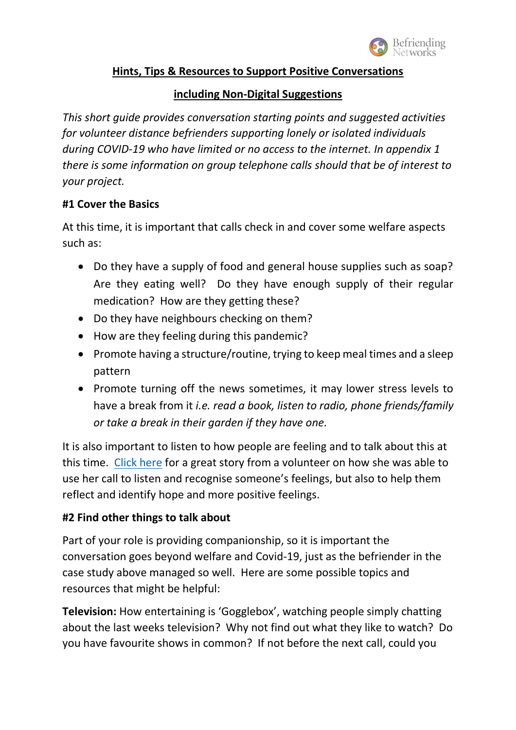## Hints, Tips & Resources to Support Positive Conversations

## including Non-Digital Suggestions

*This short guide provides conversation starting points and suggested activities for volunteer distance befrienders supporting lonely or isolated individuals during COVID-19 who have limited or no access to the internet. In appendix 1 there is some information on group telephone calls should that be of interest to your project.*

### #1 Cover the Basics

At this time, it is important that calls check in and cover some welfare aspects such as:

- Do they have a supply of food and general house supplies such as soap? Are they eating well? Do they have enough supply of their regular medication? How are they getting these?
- Do they have neighbours checking on them?
- How are they feeling during this pandemic?
- Promote having a structure/routine, trying to keep meal times and a sleep pattern
- Promote turning off the news sometimes, it may lower stress levels to have a break from it *i.e. read a book, listen to radio, phone friends/family or take a break in their garden if they have one.*

It is also important to listen to how people are feeling and to talk about this at this time. Click here for a great story from a volunteer on how she was able to use her call to listen and recognise someone's feelings, but also to help them reflect and identify hope and more positive feelings.

### #2 Find other things to talk about

Part of your role is providing companionship, so it is important the conversation goes beyond welfare and Covid-19, just as the befriender in the case study above managed so well. Here are some possible topics and resources that might be helpful:

**Television:** How entertaining is 'Gogglebox', watching people simply chatting about the last weeks television? Why not find out what they like to watch? Do you have favourite shows in common? If not before the next call, could you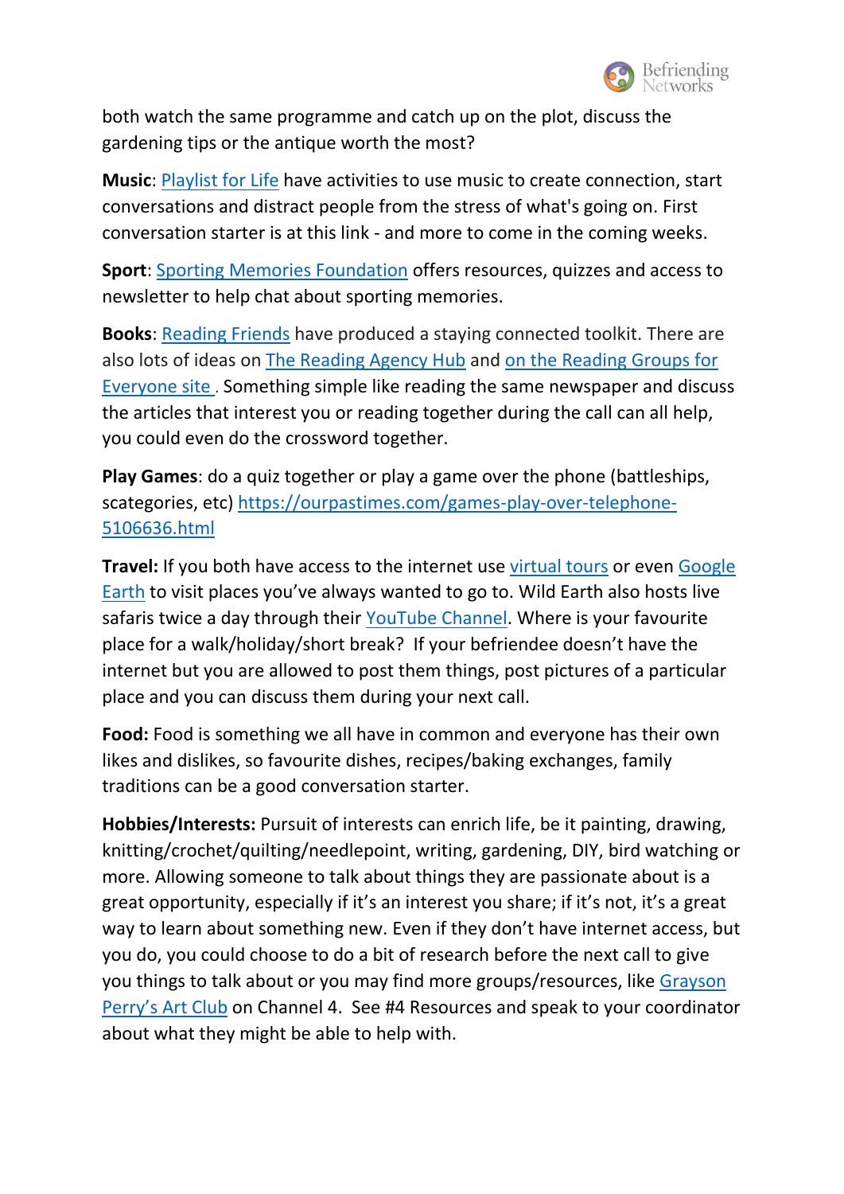both watch the same programme and catch up on the plot, discuss the gardening tips or the antique worth the most?

**Music**: Playlist for Life have activities to use music to create connection, start conversations and distract people from the stress of what's going on. First conversation starter is at this link - and more to come in the coming weeks.

**Sport**: Sporting Memories Foundation offers resources, quizzes and access to newsletter to help chat about sporting memories.

**Books**: Reading Friends have produced a staying connected toolkit. There are also lots of ideas on The Reading Agency Hub and on the Reading Groups for Everyone site . Something simple like reading the same newspaper and discuss the articles that interest you or reading together during the call can all help, you could even do the crossword together.

**Play Games**: do a quiz together or play a game over the phone (battleships, scategories, etc) https://ourpastimes.com/games-play-over-telephone-5106636.html

**Travel:** If you both have access to the internet use virtual tours or even Google Earth to visit places you've always wanted to go to. Wild Earth also hosts live safaris twice a day through their YouTube Channel. Where is your favourite place for a walk/holiday/short break? If your befriendee doesn't have the internet but you are allowed to post them things, post pictures of a particular place and you can discuss them during your next call.

**Food:** Food is something we all have in common and everyone has their own likes and dislikes, so favourite dishes, recipes/baking exchanges, family traditions can be a good conversation starter.

**Hobbies/Interests:** Pursuit of interests can enrich life, be it painting, drawing, knitting/crochet/quilting/needlepoint, writing, gardening, DIY, bird watching or more. Allowing someone to talk about things they are passionate about is a great opportunity, especially if it's an interest you share; if it's not, it's a great way to learn about something new. Even if they don't have internet access, but you do, you could choose to do a bit of research before the next call to give you things to talk about or you may find more groups/resources, like Grayson Perry's Art Club on Channel 4. See #4 Resources and speak to your coordinator about what they might be able to help with.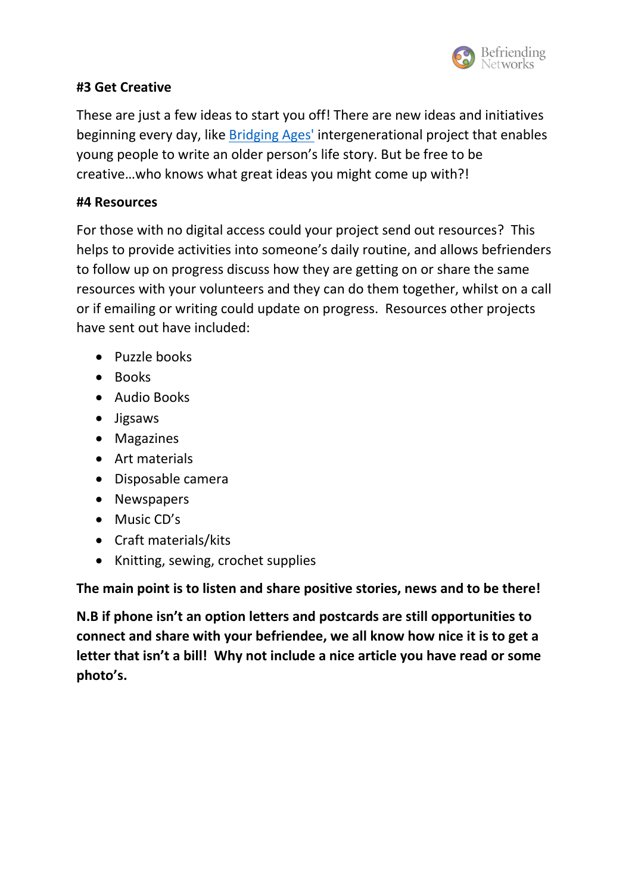### #3 Get Creative

These are just a few ideas to start you off! There are new ideas and initiatives beginning every day, like Bridging Ages' intergenerational project that enables young people to write an older person's life story. But be free to be creative…who knows what great ideas you might come up with?!

### #4 Resources

For those with no digital access could your project send out resources? This helps to provide activities into someone's daily routine, and allows befrienders to follow up on progress discuss how they are getting on or share the same resources with your volunteers and they can do them together, whilst on a call or if emailing or writing could update on progress. Resources other projects have sent out have included:

- Puzzle books
- Books
- Audio Books
- Jigsaws
- Magazines
- Art materials
- Disposable camera
- Newspapers
- Music CD's
- Craft materials/kits
- Knitting, sewing, crochet supplies

**The main point is to listen and share positive stories, news and to be there!**

**N.B if phone isn't an option letters and postcards are still opportunities to connect and share with your befriendee, we all know how nice it is to get a letter that isn't a bill! Why not include a nice article you have read or some photo's.**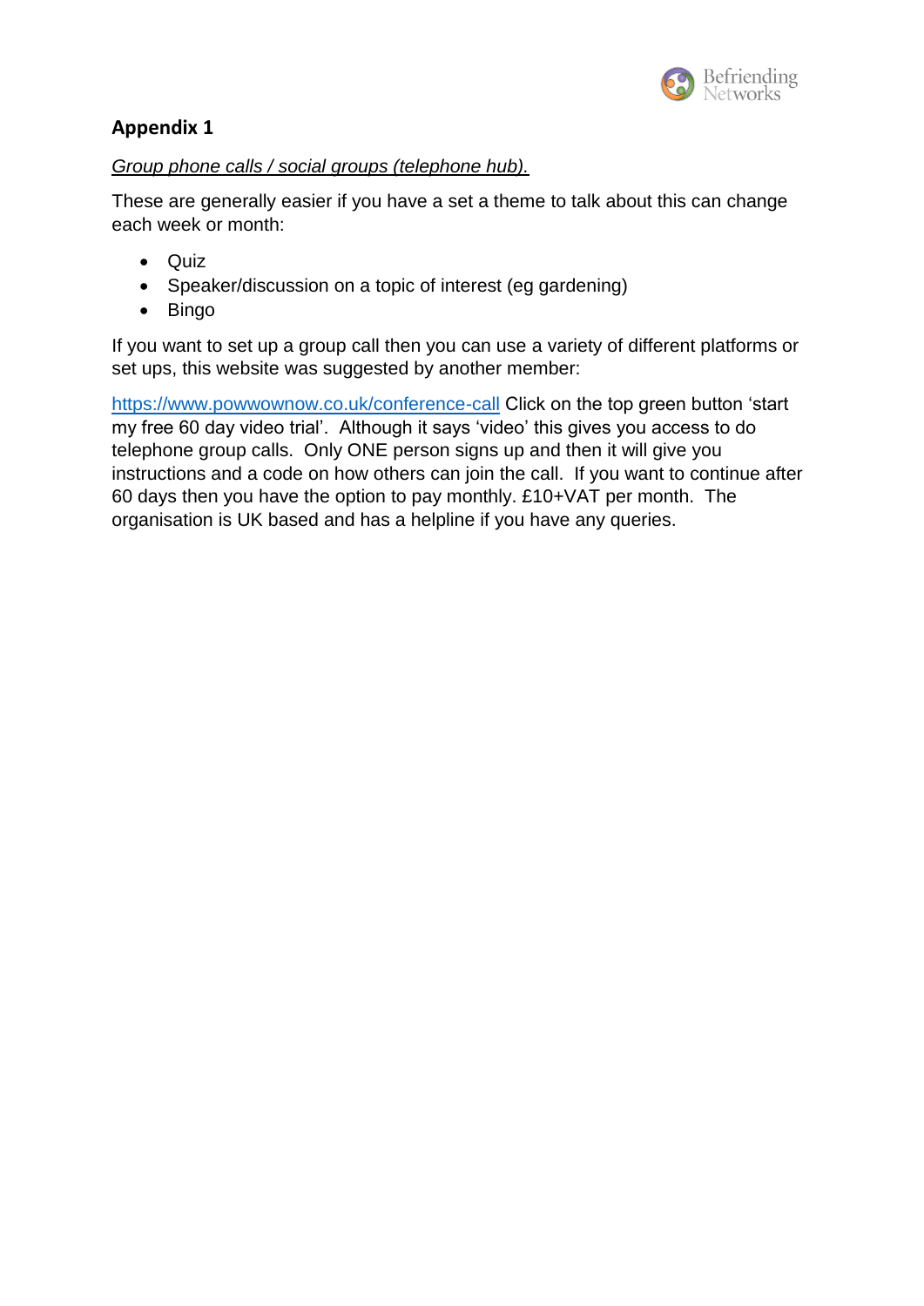## Appendix 1

*Group phone calls / social groups (telephone hub).*

These are generally easier if you have a set a theme to talk about this can change each week or month:

- Quiz
- Speaker/discussion on a topic of interest (eg gardening)
- Bingo

If you want to set up a group call then you can use a variety of different platforms or set ups, this website was suggested by another member:

https://www.powwownow.co.uk/conference-call Click on the top green button 'start my free 60 day video trial'. Although it says 'video' this gives you access to do telephone group calls. Only ONE person signs up and then it will give you instructions and a code on how others can join the call. If you want to continue after 60 days then you have the option to pay monthly. £10+VAT per month. The organisation is UK based and has a helpline if you have any queries.